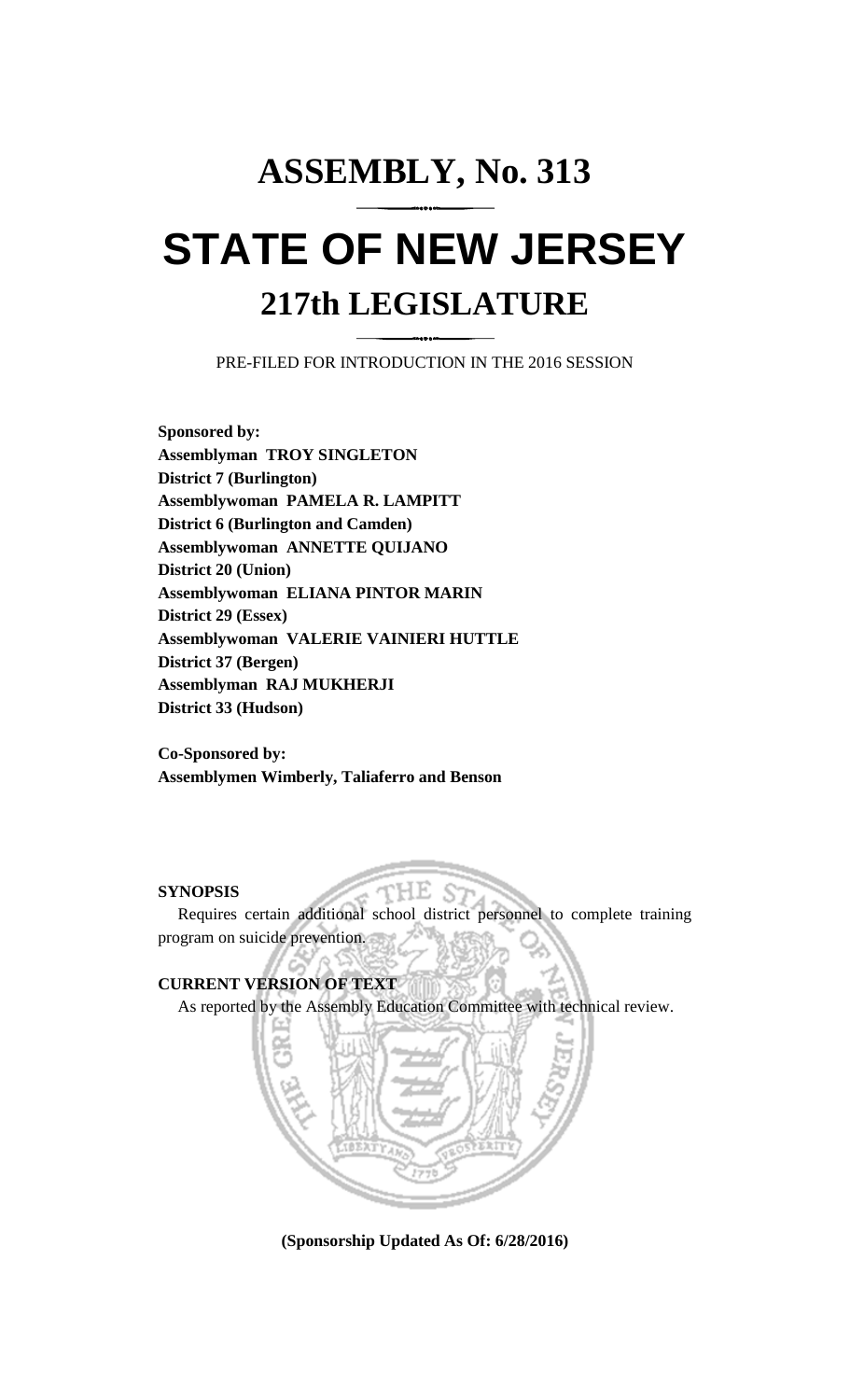# ASSEMBLY, No. 313

# STATE OF NEW JERSEY

## 217th LEGISLATURE

PRE-FILED FOR INTRODUCTION IN THE 2016 SESSION

**Sponsored by:**
**Assemblyman TROY SINGLETON**
**District 7 (Burlington)**
**Assemblywoman PAMELA R. LAMPITT**
**District 6 (Burlington and Camden)**
**Assemblywoman ANNETTE QUIJANO**
**District 20 (Union)**
**Assemblywoman ELIANA PINTOR MARIN**
**District 29 (Essex)**
**Assemblywoman VALERIE VAINIERI HUTTLE**
**District 37 (Bergen)**
**Assemblyman RAJ MUKHERJI**
**District 33 (Hudson)**

**Co-Sponsored by:**
**Assemblymen Wimberly, Taliaferro and Benson**

**SYNOPSIS**

Requires certain additional school district personnel to complete training program on suicide prevention.

**CURRENT VERSION OF TEXT**

As reported by the Assembly Education Committee with technical review.

**(Sponsorship Updated As Of: 6/28/2016)**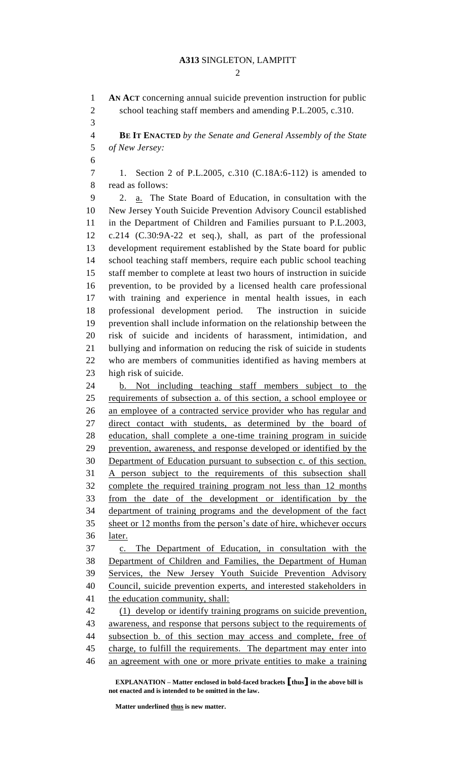**AN ACT** concerning annual suicide prevention instruction for public school teaching staff members and amending P.L.2005, c.310.

**BE IT ENACTED** *by the Senate and General Assembly of the State of New Jersey:*

1. Section 2 of P.L.2005, c.310 (C.18A:6-112) is amended to read as follows:

2. a. The State Board of Education, in consultation with the New Jersey Youth Suicide Prevention Advisory Council established in the Department of Children and Families pursuant to P.L.2003, c.214 (C.30:9A-22 et seq.), shall, as part of the professional development requirement established by the State board for public school teaching staff members, require each public school teaching staff member to complete at least two hours of instruction in suicide prevention, to be provided by a licensed health care professional with training and experience in mental health issues, in each professional development period. The instruction in suicide prevention shall include information on the relationship between the risk of suicide and incidents of harassment, intimidation, and bullying and information on reducing the risk of suicide in students who are members of communities identified as having members at high risk of suicide.

b. Not including teaching staff members subject to the requirements of subsection a. of this section, a school employee or an employee of a contracted service provider who has regular and direct contact with students, as determined by the board of education, shall complete a one-time training program in suicide prevention, awareness, and response developed or identified by the Department of Education pursuant to subsection c. of this section. A person subject to the requirements of this subsection shall complete the required training program not less than 12 months from the date of the development or identification by the department of training programs and the development of the fact sheet or 12 months from the person's date of hire, whichever occurs later.

c. The Department of Education, in consultation with the Department of Children and Families, the Department of Human Services, the New Jersey Youth Suicide Prevention Advisory Council, suicide prevention experts, and interested stakeholders in the education community, shall:

(1) develop or identify training programs on suicide prevention, awareness, and response that persons subject to the requirements of subsection b. of this section may access and complete, free of charge, to fulfill the requirements. The department may enter into an agreement with one or more private entities to make a training

**EXPLANATION – Matter enclosed in bold-faced brackets [thus] in the above bill is not enacted and is intended to be omitted in the law.**

**Matter underlined thus is new matter.**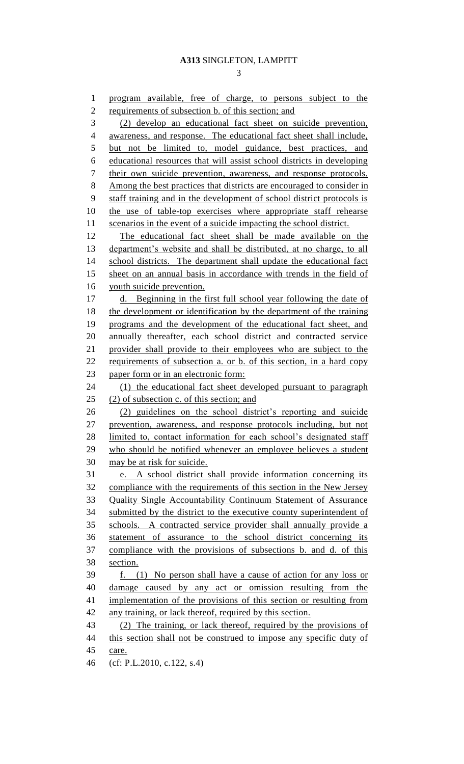program available, free of charge, to persons subject to the requirements of subsection b. of this section; and

(2) develop an educational fact sheet on suicide prevention, awareness, and response. The educational fact sheet shall include, but not be limited to, model guidance, best practices, and educational resources that will assist school districts in developing their own suicide prevention, awareness, and response protocols. Among the best practices that districts are encouraged to consider in staff training and in the development of school district protocols is the use of table-top exercises where appropriate staff rehearse scenarios in the event of a suicide impacting the school district.

The educational fact sheet shall be made available on the department's website and shall be distributed, at no charge, to all school districts. The department shall update the educational fact sheet on an annual basis in accordance with trends in the field of youth suicide prevention.

d. Beginning in the first full school year following the date of the development or identification by the department of the training programs and the development of the educational fact sheet, and annually thereafter, each school district and contracted service provider shall provide to their employees who are subject to the requirements of subsection a. or b. of this section, in a hard copy paper form or in an electronic form:

(1) the educational fact sheet developed pursuant to paragraph (2) of subsection c. of this section; and

(2) guidelines on the school district's reporting and suicide prevention, awareness, and response protocols including, but not limited to, contact information for each school's designated staff who should be notified whenever an employee believes a student may be at risk for suicide.

e. A school district shall provide information concerning its compliance with the requirements of this section in the New Jersey Quality Single Accountability Continuum Statement of Assurance submitted by the district to the executive county superintendent of schools. A contracted service provider shall annually provide a statement of assurance to the school district concerning its compliance with the provisions of subsections b. and d. of this section.

f. (1) No person shall have a cause of action for any loss or damage caused by any act or omission resulting from the implementation of the provisions of this section or resulting from any training, or lack thereof, required by this section.

(2) The training, or lack thereof, required by the provisions of this section shall not be construed to impose any specific duty of care.

(cf: P.L.2010, c.122, s.4)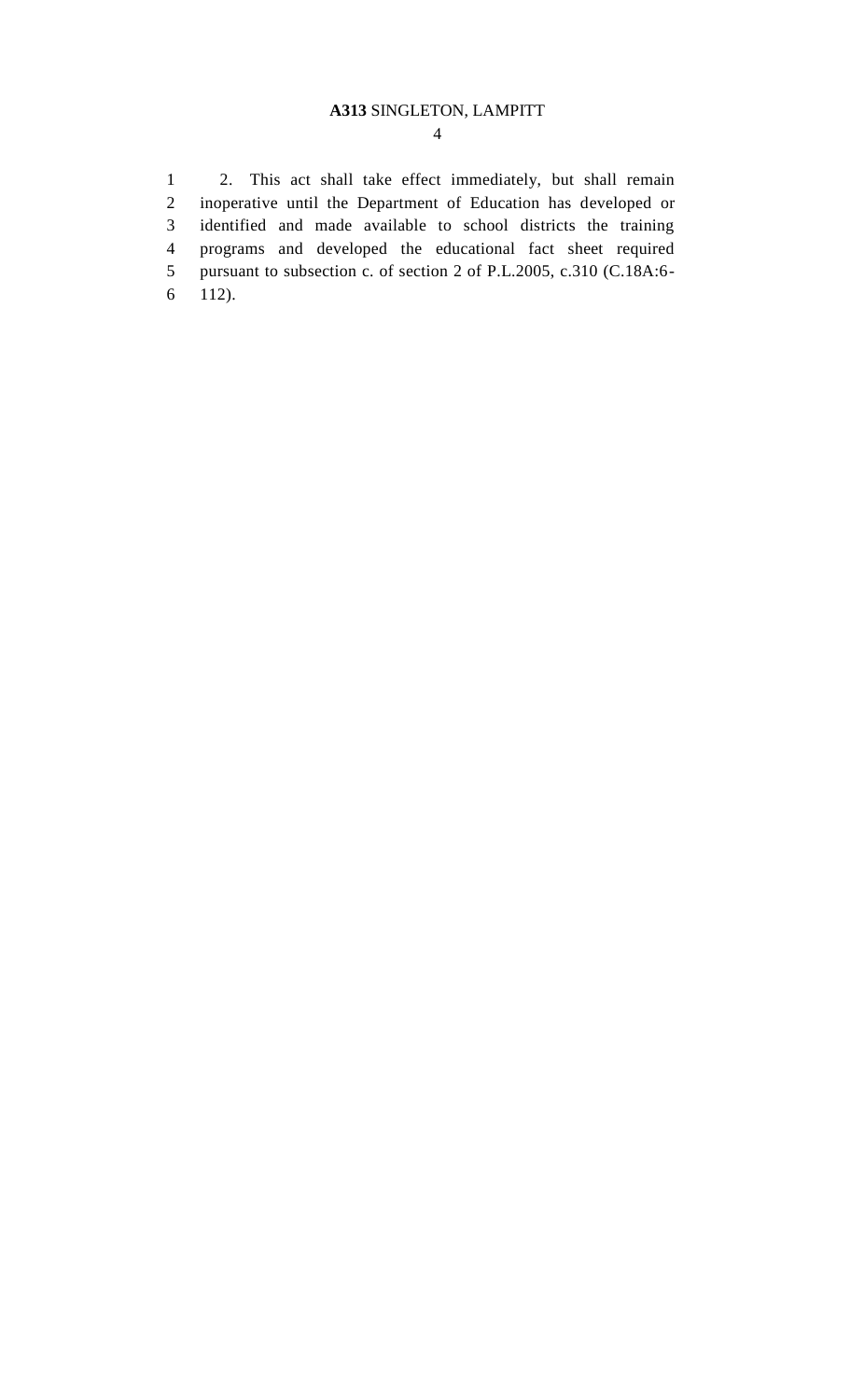2. This act shall take effect immediately, but shall remain inoperative until the Department of Education has developed or identified and made available to school districts the training programs and developed the educational fact sheet required pursuant to subsection c. of section 2 of P.L.2005, c.310 (C.18A:6-112).